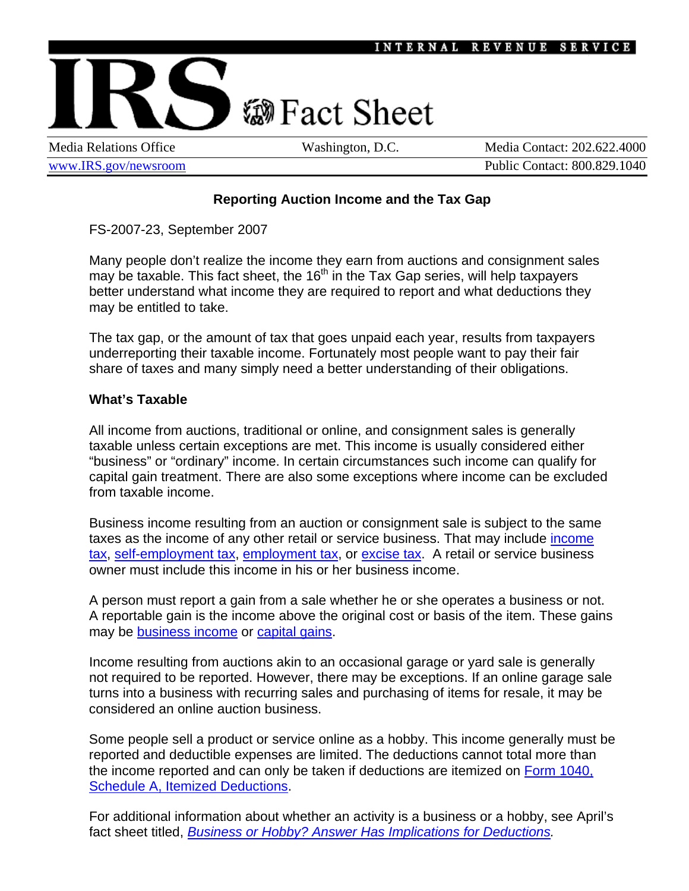INTERNAL REVENUE SERVICE

# IRS Fact Sheet

Media Relations Office | Washington, D.C. | Media Contact: 202.622.4000

www.IRS.gov/newsroom | Public Contact: 800.829.1040

## Reporting Auction Income and the Tax Gap

FS-2007-23, September 2007

Many people don't realize the income they earn from auctions and consignment sales may be taxable. This fact sheet, the 16th in the Tax Gap series, will help taxpayers better understand what income they are required to report and what deductions they may be entitled to take.

The tax gap, or the amount of tax that goes unpaid each year, results from taxpayers underreporting their taxable income. Fortunately most people want to pay their fair share of taxes and many simply need a better understanding of their obligations.

### What's Taxable

All income from auctions, traditional or online, and consignment sales is generally taxable unless certain exceptions are met. This income is usually considered either "business" or "ordinary" income. In certain circumstances such income can qualify for capital gain treatment. There are also some exceptions where income can be excluded from taxable income.

Business income resulting from an auction or consignment sale is subject to the same taxes as the income of any other retail or service business. That may include income tax, self-employment tax, employment tax, or excise tax. A retail or service business owner must include this income in his or her business income.

A person must report a gain from a sale whether he or she operates a business or not. A reportable gain is the income above the original cost or basis of the item. These gains may be business income or capital gains.

Income resulting from auctions akin to an occasional garage or yard sale is generally not required to be reported. However, there may be exceptions. If an online garage sale turns into a business with recurring sales and purchasing of items for resale, it may be considered an online auction business.

Some people sell a product or service online as a hobby. This income generally must be reported and deductible expenses are limited. The deductions cannot total more than the income reported and can only be taken if deductions are itemized on Form 1040, Schedule A, Itemized Deductions.

For additional information about whether an activity is a business or a hobby, see April's fact sheet titled, *Business or Hobby? Answer Has Implications for Deductions.*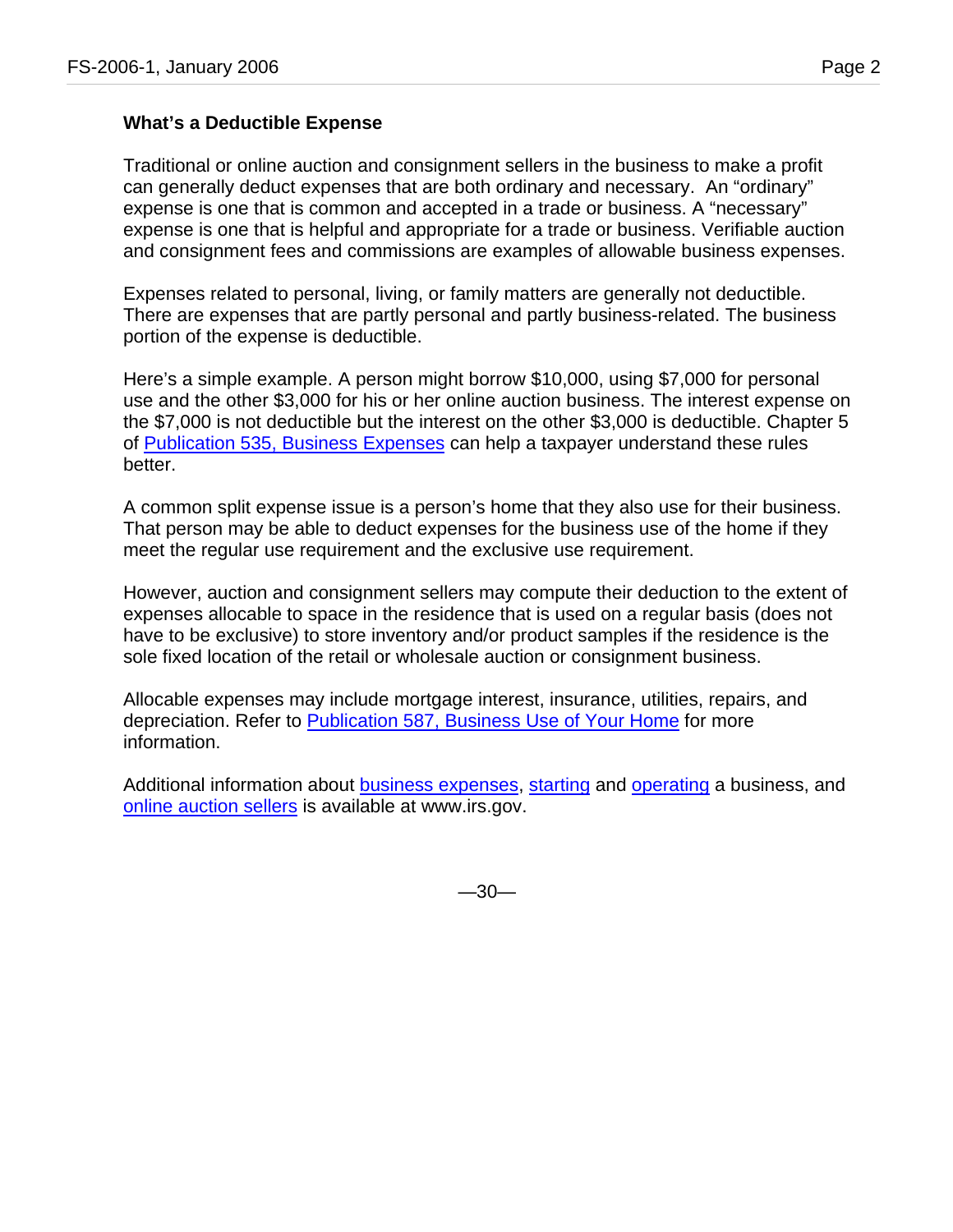**What's a Deductible Expense**

Traditional or online auction and consignment sellers in the business to make a profit can generally deduct expenses that are both ordinary and necessary.  An "ordinary" expense is one that is common and accepted in a trade or business. A "necessary" expense is one that is helpful and appropriate for a trade or business. Verifiable auction and consignment fees and commissions are examples of allowable business expenses.

Expenses related to personal, living, or family matters are generally not deductible. There are expenses that are partly personal and partly business-related. The business portion of the expense is deductible.

Here's a simple example. A person might borrow $10,000, using $7,000 for personal use and the other $3,000 for his or her online auction business. The interest expense on the $7,000 is not deductible but the interest on the other $3,000 is deductible. Chapter 5 of Publication 535, Business Expenses can help a taxpayer understand these rules better.

A common split expense issue is a person's home that they also use for their business. That person may be able to deduct expenses for the business use of the home if they meet the regular use requirement and the exclusive use requirement.

However, auction and consignment sellers may compute their deduction to the extent of expenses allocable to space in the residence that is used on a regular basis (does not have to be exclusive) to store inventory and/or product samples if the residence is the sole fixed location of the retail or wholesale auction or consignment business.

Allocable expenses may include mortgage interest, insurance, utilities, repairs, and depreciation. Refer to Publication 587, Business Use of Your Home for more information.

Additional information about business expenses, starting and operating a business, and online auction sellers is available at www.irs.gov.

—30—